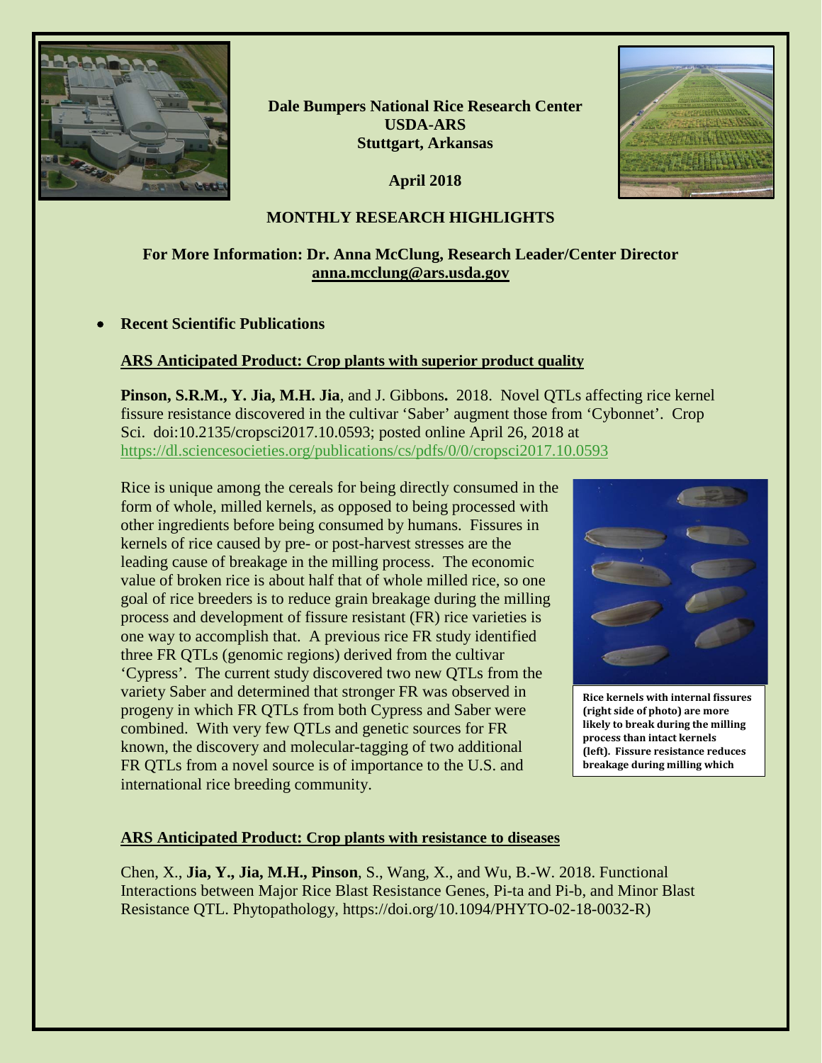**Dale Bumpers National Rice Research Center**
**USDA-ARS**
**Stuttgart, Arkansas**

**April 2018**

## MONTHLY RESEARCH HIGHLIGHTS

**For More Information: Dr. Anna McClung, Research Leader/Center Director**
**anna.mcclung@ars.usda.gov**

- **Recent Scientific Publications**

### ARS Anticipated Product: Crop plants with superior product quality

**Pinson, S.R.M., Y. Jia, M.H. Jia**, and J. Gibbons**.** 2018. Novel QTLs affecting rice kernel fissure resistance discovered in the cultivar 'Saber' augment those from 'Cybonnet'. Crop Sci. doi:10.2135/cropsci2017.10.0593; posted online April 26, 2018 at https://dl.sciencesocieties.org/publications/cs/pdfs/0/0/cropsci2017.10.0593

Rice is unique among the cereals for being directly consumed in the form of whole, milled kernels, as opposed to being processed with other ingredients before being consumed by humans. Fissures in kernels of rice caused by pre- or post-harvest stresses are the leading cause of breakage in the milling process. The economic value of broken rice is about half that of whole milled rice, so one goal of rice breeders is to reduce grain breakage during the milling process and development of fissure resistant (FR) rice varieties is one way to accomplish that. A previous rice FR study identified three FR QTLs (genomic regions) derived from the cultivar 'Cypress'. The current study discovered two new QTLs from the variety Saber and determined that stronger FR was observed in progeny in which FR QTLs from both Cypress and Saber were combined. With very few QTLs and genetic sources for FR known, the discovery and molecular-tagging of two additional FR QTLs from a novel source is of importance to the U.S. and international rice breeding community.

**Rice kernels with internal fissures (right side of photo) are more likely to break during the milling process than intact kernels (left). Fissure resistance reduces breakage during milling which**

### ARS Anticipated Product: Crop plants with resistance to diseases

Chen, X., **Jia, Y., Jia, M.H., Pinson**, S., Wang, X., and Wu, B.-W. 2018. Functional Interactions between Major Rice Blast Resistance Genes, Pi-ta and Pi-b, and Minor Blast Resistance QTL. Phytopathology, https://doi.org/10.1094/PHYTO-02-18-0032-R)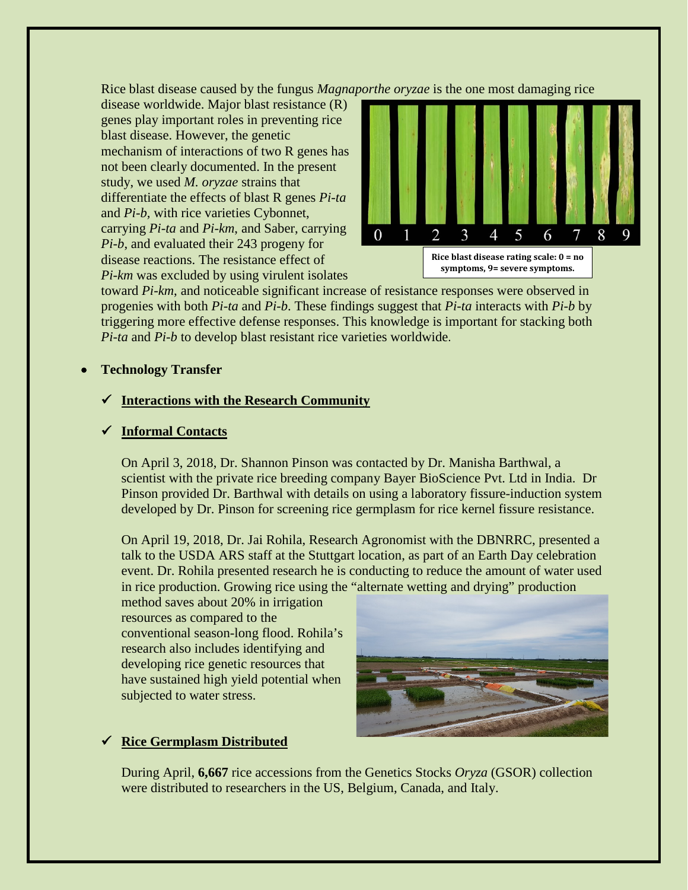Rice blast disease caused by the fungus *Magnaporthe oryzae* is the one most damaging rice disease worldwide. Major blast resistance (R) genes play important roles in preventing rice blast disease. However, the genetic mechanism of interactions of two R genes has not been clearly documented. In the present study, we used *M. oryzae* strains that differentiate the effects of blast R genes *Pi-ta* and *Pi-b*, with rice varieties Cybonnet, carrying *Pi-ta* and *Pi-km*, and Saber, carrying *Pi-b*, and evaluated their 243 progeny for disease reactions. The resistance effect of *Pi-km* was excluded by using virulent isolates toward *Pi-km*, and noticeable significant increase of resistance responses were observed in progenies with both *Pi-ta* and *Pi-b*. These findings suggest that *Pi-ta* interacts with *Pi-b* by triggering more effective defense responses. This knowledge is important for stacking both *Pi-ta* and *Pi-b* to develop blast resistant rice varieties worldwide.

**Rice blast disease rating scale: 0 = no symptoms, 9= severe symptoms.**

- **Technology Transfer**

  - ✓ **<u>Interactions with the Research Community</u>**

  - ✓ **<u>Informal Contacts</u>**

    On April 3, 2018, Dr. Shannon Pinson was contacted by Dr. Manisha Barthwal, a scientist with the private rice breeding company Bayer BioScience Pvt. Ltd in India. Dr Pinson provided Dr. Barthwal with details on using a laboratory fissure-induction system developed by Dr. Pinson for screening rice germplasm for rice kernel fissure resistance.

    On April 19, 2018, Dr. Jai Rohila, Research Agronomist with the DBNRRC, presented a talk to the USDA ARS staff at the Stuttgart location, as part of an Earth Day celebration event. Dr. Rohila presented research he is conducting to reduce the amount of water used in rice production. Growing rice using the "alternate wetting and drying" production method saves about 20% in irrigation resources as compared to the conventional season-long flood. Rohila's research also includes identifying and developing rice genetic resources that have sustained high yield potential when subjected to water stress.

  - ✓ **<u>Rice Germplasm Distributed</u>**

    During April, **6,667** rice accessions from the Genetics Stocks *Oryza* (GSOR) collection were distributed to researchers in the US, Belgium, Canada, and Italy.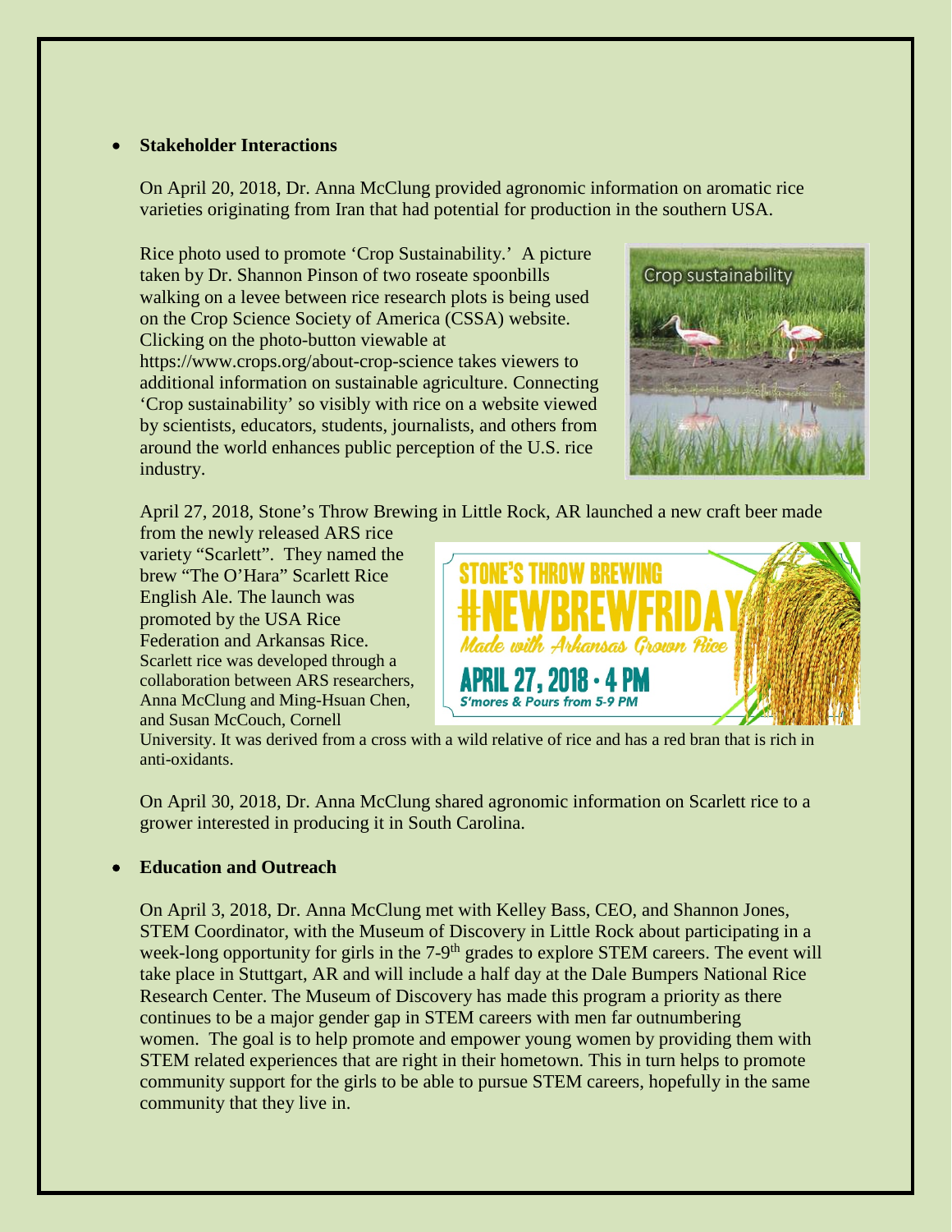- **Stakeholder Interactions**

  On April 20, 2018, Dr. Anna McClung provided agronomic information on aromatic rice varieties originating from Iran that had potential for production in the southern USA.

  Rice photo used to promote 'Crop Sustainability.' A picture taken by Dr. Shannon Pinson of two roseate spoonbills walking on a levee between rice research plots is being used on the Crop Science Society of America (CSSA) website. Clicking on the photo-button viewable at https://www.crops.org/about-crop-science takes viewers to additional information on sustainable agriculture. Connecting 'Crop sustainability' so visibly with rice on a website viewed by scientists, educators, students, journalists, and others from around the world enhances public perception of the U.S. rice industry.

  April 27, 2018, Stone's Throw Brewing in Little Rock, AR launched a new craft beer made from the newly released ARS rice variety "Scarlett". They named the brew "The O'Hara" Scarlett Rice English Ale. The launch was promoted by the USA Rice Federation and Arkansas Rice. Scarlett rice was developed through a collaboration between ARS researchers, Anna McClung and Ming-Hsuan Chen, and Susan McCouch, Cornell University. It was derived from a cross with a wild relative of rice and has a red bran that is rich in anti-oxidants.

  On April 30, 2018, Dr. Anna McClung shared agronomic information on Scarlett rice to a grower interested in producing it in South Carolina.

- **Education and Outreach**

  On April 3, 2018, Dr. Anna McClung met with Kelley Bass, CEO, and Shannon Jones, STEM Coordinator, with the Museum of Discovery in Little Rock about participating in a week-long opportunity for girls in the 7-9th grades to explore STEM careers. The event will take place in Stuttgart, AR and will include a half day at the Dale Bumpers National Rice Research Center. The Museum of Discovery has made this program a priority as there continues to be a major gender gap in STEM careers with men far outnumbering women. The goal is to help promote and empower young women by providing them with STEM related experiences that are right in their hometown. This in turn helps to promote community support for the girls to be able to pursue STEM careers, hopefully in the same community that they live in.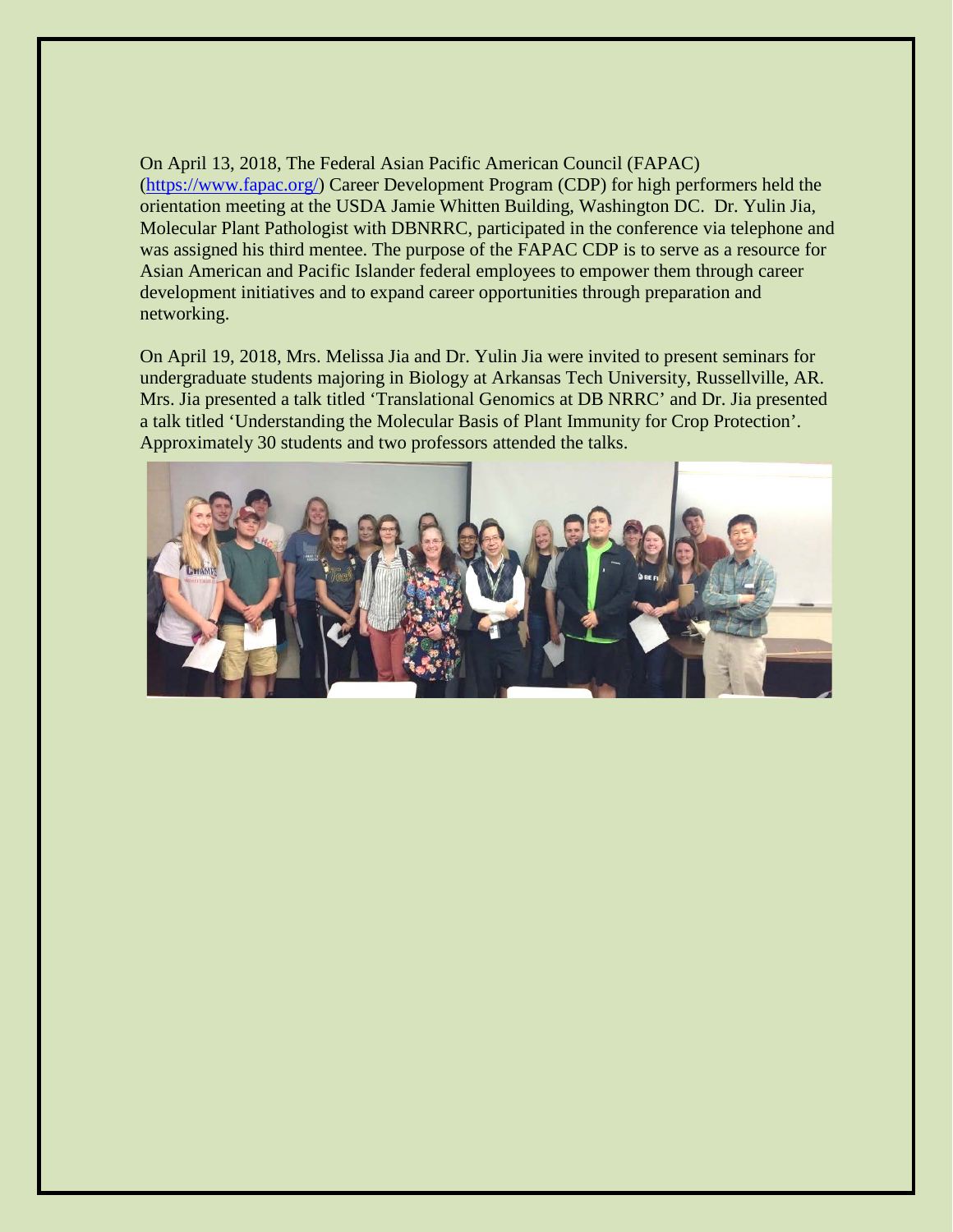On April 13, 2018, The Federal Asian Pacific American Council (FAPAC) (https://www.fapac.org/) Career Development Program (CDP) for high performers held the orientation meeting at the USDA Jamie Whitten Building, Washington DC. Dr. Yulin Jia, Molecular Plant Pathologist with DBNRRC, participated in the conference via telephone and was assigned his third mentee. The purpose of the FAPAC CDP is to serve as a resource for Asian American and Pacific Islander federal employees to empower them through career development initiatives and to expand career opportunities through preparation and networking.

On April 19, 2018, Mrs. Melissa Jia and Dr. Yulin Jia were invited to present seminars for undergraduate students majoring in Biology at Arkansas Tech University, Russellville, AR. Mrs. Jia presented a talk titled 'Translational Genomics at DB NRRC' and Dr. Jia presented a talk titled 'Understanding the Molecular Basis of Plant Immunity for Crop Protection'. Approximately 30 students and two professors attended the talks.